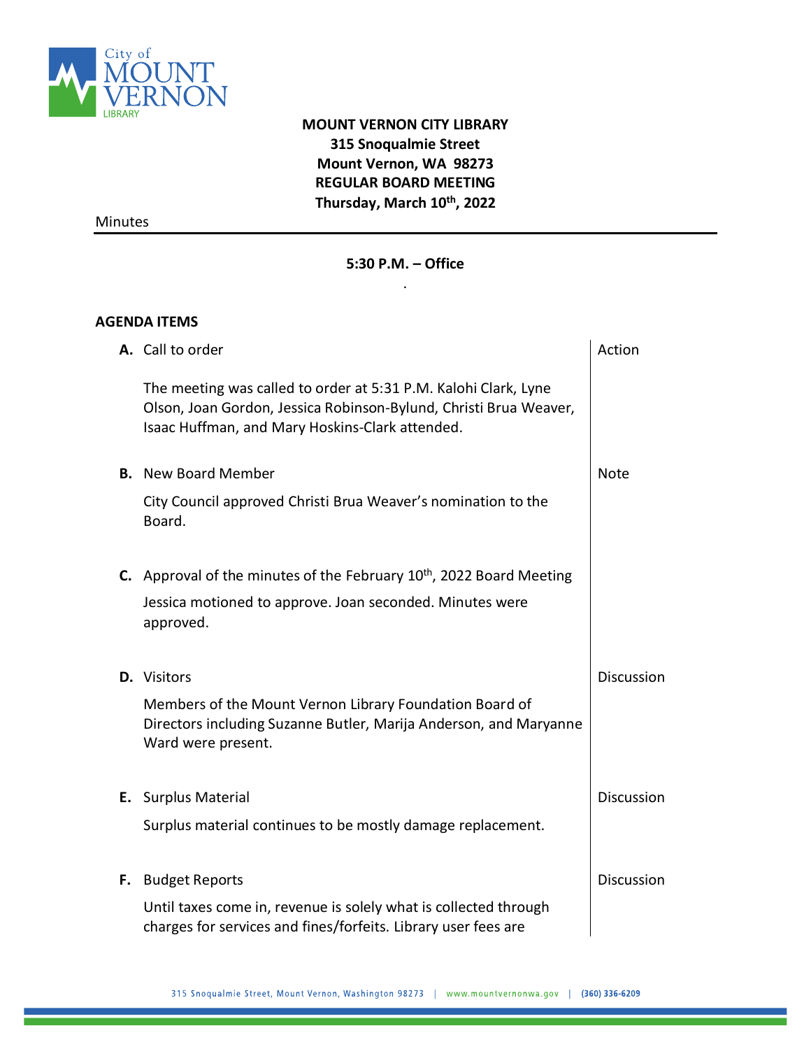# MOUNT VERNON CITY LIBRARY

**315 Snoqualmie Street**
**Mount Vernon, WA 98273**
**REGULAR BOARD MEETING**
**Thursday, March 10th, 2022**

Minutes

**5:30 P.M. – Office**

## AGENDA ITEMS

**A.** Call to order — Action

The meeting was called to order at 5:31 P.M. Kalohi Clark, Lyne Olson, Joan Gordon, Jessica Robinson-Bylund, Christi Brua Weaver, Isaac Huffman, and Mary Hoskins-Clark attended.

**B.** New Board Member — Note

City Council approved Christi Brua Weaver's nomination to the Board.

**C.** Approval of the minutes of the February 10th, 2022 Board Meeting

Jessica motioned to approve. Joan seconded. Minutes were approved.

**D.** Visitors — Discussion

Members of the Mount Vernon Library Foundation Board of Directors including Suzanne Butler, Marija Anderson, and Maryanne Ward were present.

**E.** Surplus Material — Discussion

Surplus material continues to be mostly damage replacement.

**F.** Budget Reports — Discussion

Until taxes come in, revenue is solely what is collected through charges for services and fines/forfeits. Library user fees are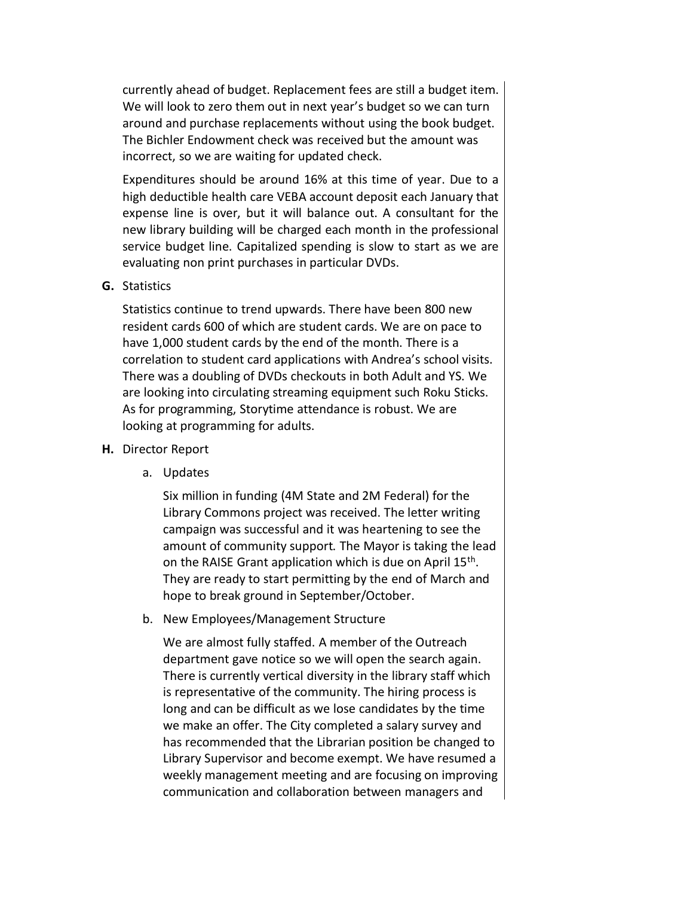currently ahead of budget. Replacement fees are still a budget item. We will look to zero them out in next year's budget so we can turn around and purchase replacements without using the book budget. The Bichler Endowment check was received but the amount was incorrect, so we are waiting for updated check.

Expenditures should be around 16% at this time of year. Due to a high deductible health care VEBA account deposit each January that expense line is over, but it will balance out. A consultant for the new library building will be charged each month in the professional service budget line. Capitalized spending is slow to start as we are evaluating non print purchases in particular DVDs.

**G.** Statistics

Statistics continue to trend upwards. There have been 800 new resident cards 600 of which are student cards. We are on pace to have 1,000 student cards by the end of the month. There is a correlation to student card applications with Andrea's school visits. There was a doubling of DVDs checkouts in both Adult and YS. We are looking into circulating streaming equipment such Roku Sticks. As for programming, Storytime attendance is robust. We are looking at programming for adults.

**H.** Director Report

a. Updates

Six million in funding (4M State and 2M Federal) for the Library Commons project was received. The letter writing campaign was successful and it was heartening to see the amount of community support. The Mayor is taking the lead on the RAISE Grant application which is due on April 15th. They are ready to start permitting by the end of March and hope to break ground in September/October.

b. New Employees/Management Structure

We are almost fully staffed. A member of the Outreach department gave notice so we will open the search again. There is currently vertical diversity in the library staff which is representative of the community. The hiring process is long and can be difficult as we lose candidates by the time we make an offer. The City completed a salary survey and has recommended that the Librarian position be changed to Library Supervisor and become exempt. We have resumed a weekly management meeting and are focusing on improving communication and collaboration between managers and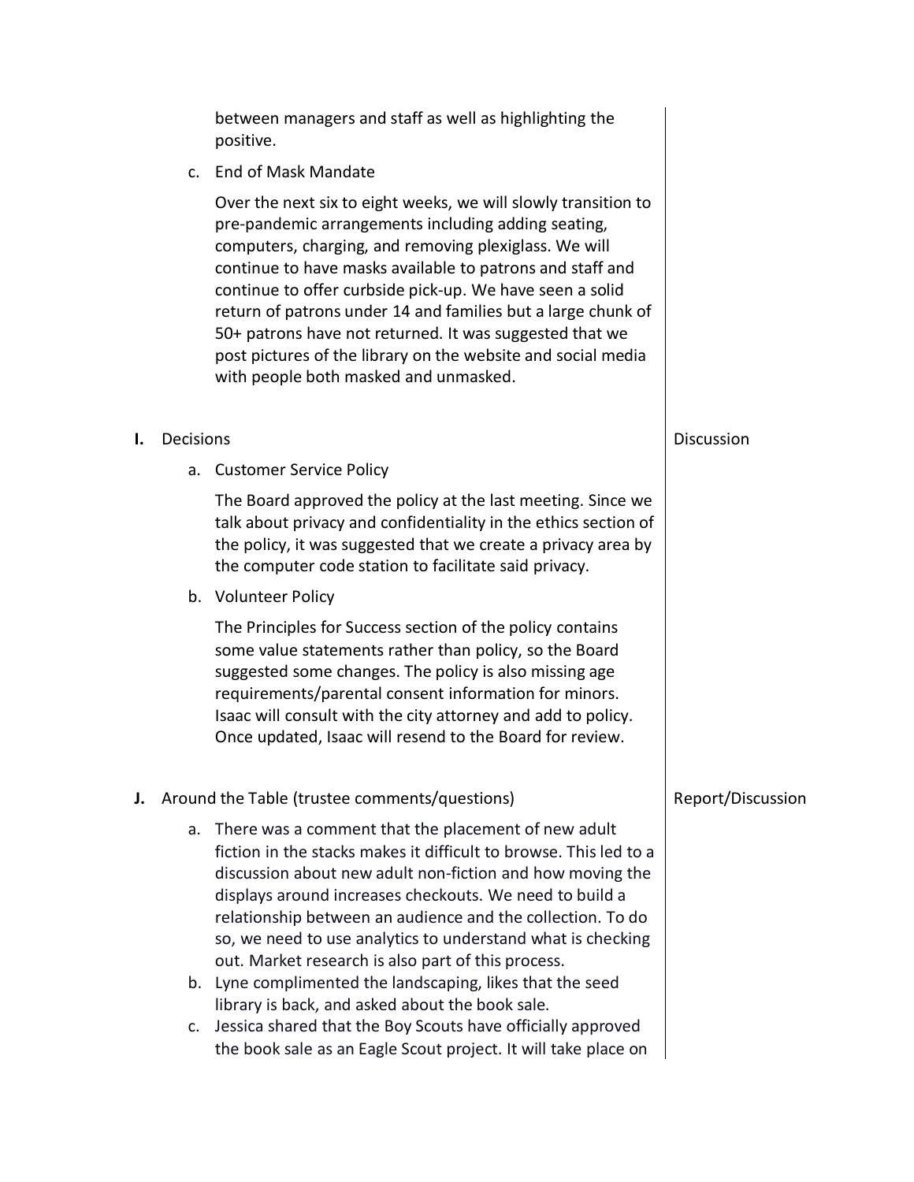between managers and staff as well as highlighting the positive.

c. End of Mask Mandate

Over the next six to eight weeks, we will slowly transition to pre-pandemic arrangements including adding seating, computers, charging, and removing plexiglass. We will continue to have masks available to patrons and staff and continue to offer curbside pick-up. We have seen a solid return of patrons under 14 and families but a large chunk of 50+ patrons have not returned. It was suggested that we post pictures of the library on the website and social media with people both masked and unmasked.

**I.** Decisions — Discussion

a. Customer Service Policy

The Board approved the policy at the last meeting. Since we talk about privacy and confidentiality in the ethics section of the policy, it was suggested that we create a privacy area by the computer code station to facilitate said privacy.

b. Volunteer Policy

The Principles for Success section of the policy contains some value statements rather than policy, so the Board suggested some changes. The policy is also missing age requirements/parental consent information for minors. Isaac will consult with the city attorney and add to policy. Once updated, Isaac will resend to the Board for review.

**J.** Around the Table (trustee comments/questions) — Report/Discussion

a. There was a comment that the placement of new adult fiction in the stacks makes it difficult to browse. This led to a discussion about new adult non-fiction and how moving the displays around increases checkouts. We need to build a relationship between an audience and the collection. To do so, we need to use analytics to understand what is checking out. Market research is also part of this process.
b. Lyne complimented the landscaping, likes that the seed library is back, and asked about the book sale.
c. Jessica shared that the Boy Scouts have officially approved the book sale as an Eagle Scout project. It will take place on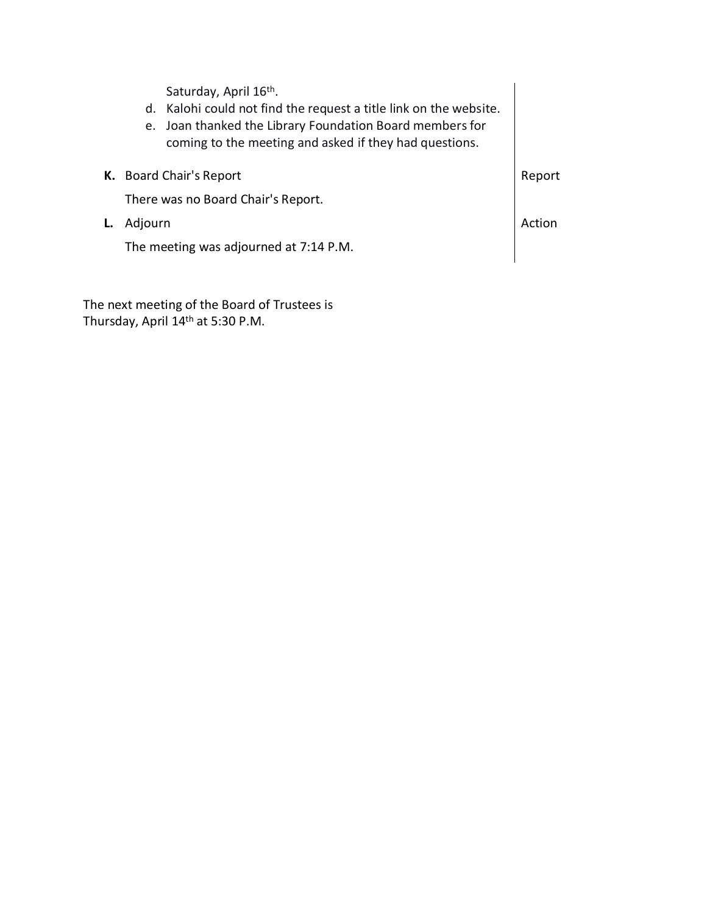Saturday, April 16th.

d. Kalohi could not find the request a title link on the website.
e. Joan thanked the Library Foundation Board members for coming to the meeting and asked if they had questions.

| | |
|---|---|
| **K.** Board Chair's Report | Report |
| There was no Board Chair's Report. | |
| **L.** Adjourn | Action |
| The meeting was adjourned at 7:14 P.M. | |

The next meeting of the Board of Trustees is Thursday, April 14th at 5:30 P.M.